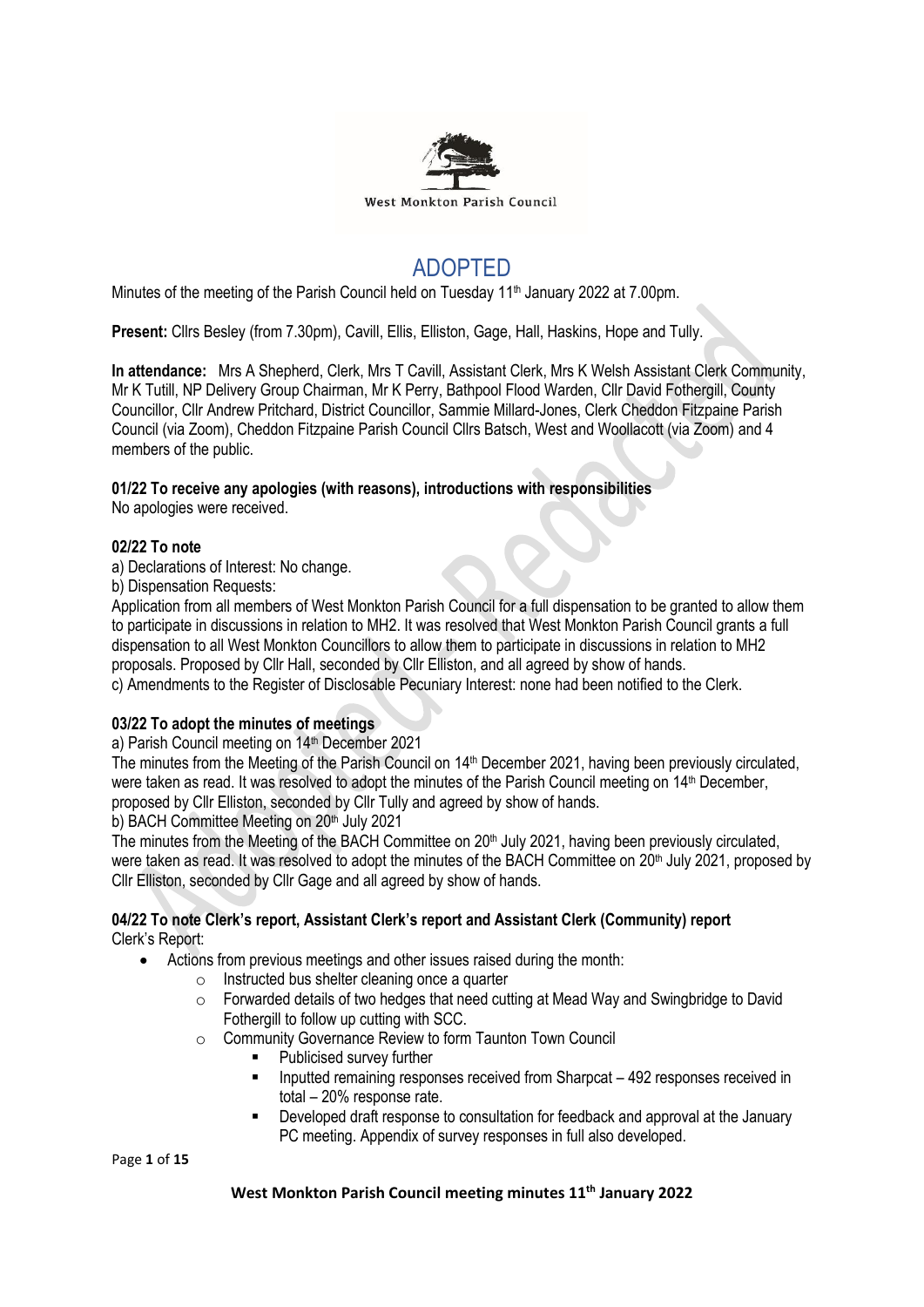West Monkton Parish Council

# ADOPTED

Minutes of the meeting of the Parish Council held on Tuesday 11th January 2022 at 7.00pm.

**Present:** Cllrs Besley (from 7.30pm), Cavill, Ellis, Elliston, Gage, Hall, Haskins, Hope and Tully.

**In attendance:** Mrs A Shepherd, Clerk, Mrs T Cavill, Assistant Clerk, Mrs K Welsh Assistant Clerk Community, Mr K Tutill, NP Delivery Group Chairman, Mr K Perry, Bathpool Flood Warden, Cllr David Fothergill, County Councillor, Cllr Andrew Pritchard, District Councillor, Sammie Millard-Jones, Clerk Cheddon Fitzpaine Parish Council (via Zoom), Cheddon Fitzpaine Parish Council Cllrs Batsch, West and Woollacott (via Zoom) and 4 members of the public.

**01/22 To receive any apologies (with reasons), introductions with responsibilities**

No apologies were received.

**02/22 To note**

a) Declarations of Interest: No change.

b) Dispensation Requests:

Application from all members of West Monkton Parish Council for a full dispensation to be granted to allow them to participate in discussions in relation to MH2. It was resolved that West Monkton Parish Council grants a full dispensation to all West Monkton Councillors to allow them to participate in discussions in relation to MH2 proposals. Proposed by Cllr Hall, seconded by Cllr Elliston, and all agreed by show of hands.

c) Amendments to the Register of Disclosable Pecuniary Interest: none had been notified to the Clerk.

**03/22 To adopt the minutes of meetings**

a) Parish Council meeting on 14th December 2021

The minutes from the Meeting of the Parish Council on 14th December 2021, having been previously circulated, were taken as read. It was resolved to adopt the minutes of the Parish Council meeting on 14th December, proposed by Cllr Elliston, seconded by Cllr Tully and agreed by show of hands.

b) BACH Committee Meeting on 20th July 2021

The minutes from the Meeting of the BACH Committee on 20th July 2021, having been previously circulated, were taken as read. It was resolved to adopt the minutes of the BACH Committee on 20th July 2021, proposed by Cllr Elliston, seconded by Cllr Gage and all agreed by show of hands.

**04/22 To note Clerk's report, Assistant Clerk's report and Assistant Clerk (Community) report**

Clerk's Report:

- Actions from previous meetings and other issues raised during the month:
  - Instructed bus shelter cleaning once a quarter
  - Forwarded details of two hedges that need cutting at Mead Way and Swingbridge to David Fothergill to follow up cutting with SCC.
  - Community Governance Review to form Taunton Town Council
    - Publicised survey further
    - Inputted remaining responses received from Sharpcat – 492 responses received in total – 20% response rate.
    - Developed draft response to consultation for feedback and approval at the January PC meeting. Appendix of survey responses in full also developed.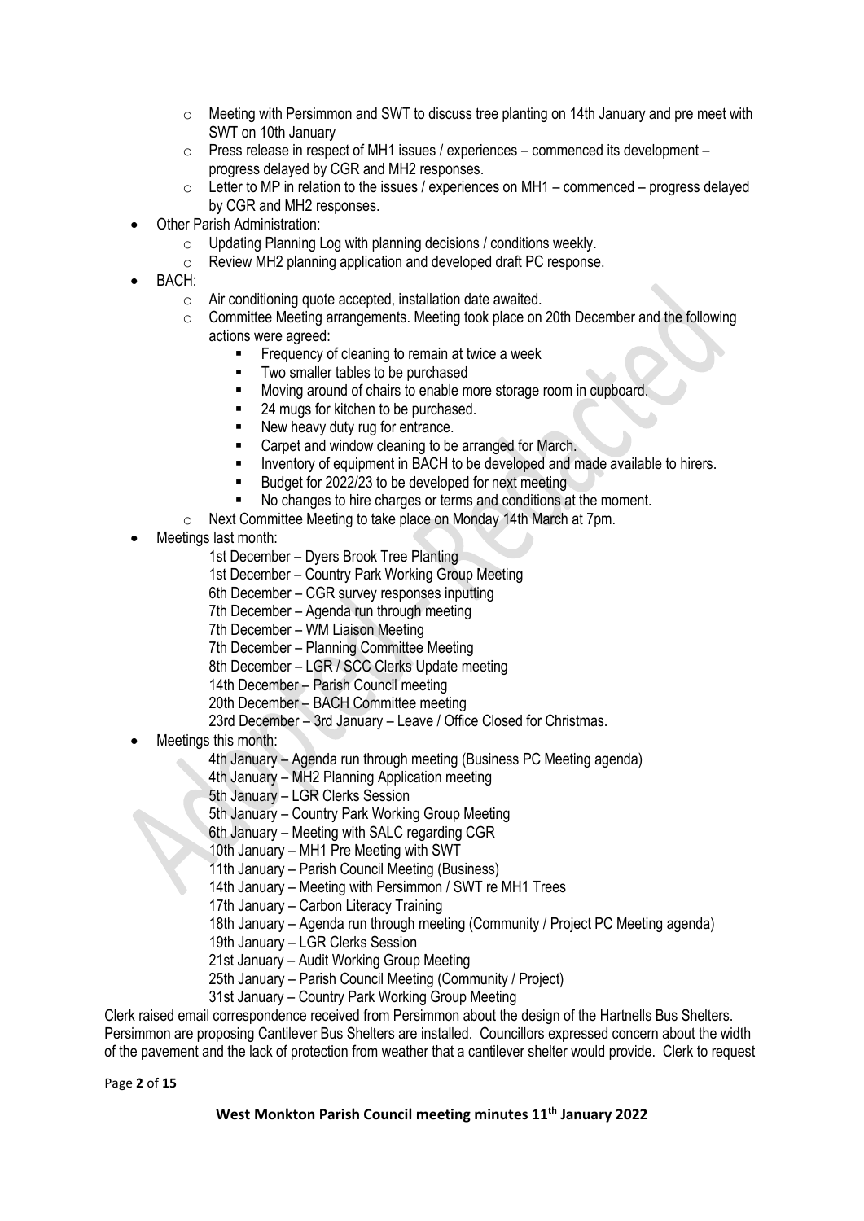- Meeting with Persimmon and SWT to discuss tree planting on 14th January and pre meet with SWT on 10th January
    - Press release in respect of MH1 issues / experiences – commenced its development – progress delayed by CGR and MH2 responses.
    - Letter to MP in relation to the issues / experiences on MH1 – commenced – progress delayed by CGR and MH2 responses.
- Other Parish Administration:
    - Updating Planning Log with planning decisions / conditions weekly.
    - Review MH2 planning application and developed draft PC response.
- BACH:
    - Air conditioning quote accepted, installation date awaited.
    - Committee Meeting arrangements. Meeting took place on 20th December and the following actions were agreed:
        - Frequency of cleaning to remain at twice a week
        - Two smaller tables to be purchased
        - Moving around of chairs to enable more storage room in cupboard.
        - 24 mugs for kitchen to be purchased.
        - New heavy duty rug for entrance.
        - Carpet and window cleaning to be arranged for March.
        - Inventory of equipment in BACH to be developed and made available to hirers.
        - Budget for 2022/23 to be developed for next meeting
        - No changes to hire charges or terms and conditions at the moment.
    - Next Committee Meeting to take place on Monday 14th March at 7pm.
- Meetings last month:

  1st December – Dyers Brook Tree Planting
  1st December – Country Park Working Group Meeting
  6th December – CGR survey responses inputting
  7th December – Agenda run through meeting
  7th December – WM Liaison Meeting
  7th December – Planning Committee Meeting
  8th December – LGR / SCC Clerks Update meeting
  14th December – Parish Council meeting
  20th December – BACH Committee meeting
  23rd December – 3rd January – Leave / Office Closed for Christmas.

- Meetings this month:

  4th January – Agenda run through meeting (Business PC Meeting agenda)
  4th January – MH2 Planning Application meeting
  5th January – LGR Clerks Session
  5th January – Country Park Working Group Meeting
  6th January – Meeting with SALC regarding CGR
  10th January – MH1 Pre Meeting with SWT
  11th January – Parish Council Meeting (Business)
  14th January – Meeting with Persimmon / SWT re MH1 Trees
  17th January – Carbon Literacy Training
  18th January – Agenda run through meeting (Community / Project PC Meeting agenda)
  19th January – LGR Clerks Session
  21st January – Audit Working Group Meeting
  25th January – Parish Council Meeting (Community / Project)
  31st January – Country Park Working Group Meeting

Clerk raised email correspondence received from Persimmon about the design of the Hartnells Bus Shelters. Persimmon are proposing Cantilever Bus Shelters are installed. Councillors expressed concern about the width of the pavement and the lack of protection from weather that a cantilever shelter would provide. Clerk to request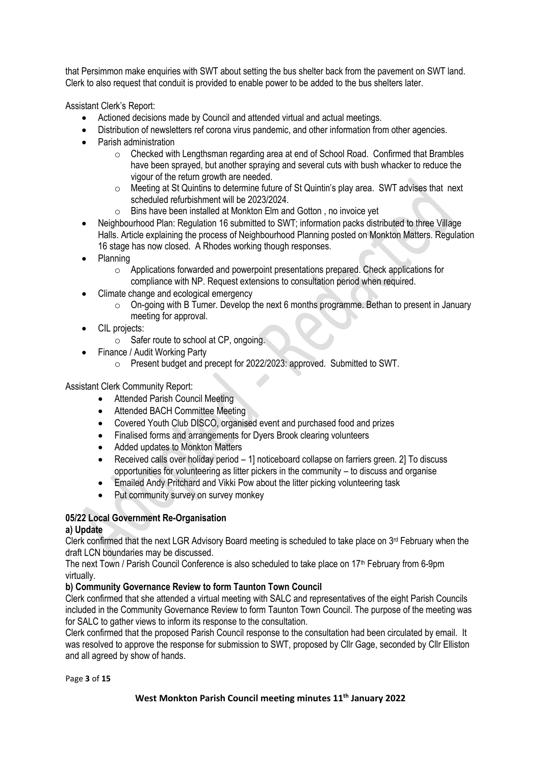that Persimmon make enquiries with SWT about setting the bus shelter back from the pavement on SWT land. Clerk to also request that conduit is provided to enable power to be added to the bus shelters later.

Assistant Clerk's Report:

- Actioned decisions made by Council and attended virtual and actual meetings.
- Distribution of newsletters ref corona virus pandemic, and other information from other agencies.
- Parish administration
  - Checked with Lengthsman regarding area at end of School Road. Confirmed that Brambles have been sprayed, but another spraying and several cuts with bush whacker to reduce the vigour of the return growth are needed.
  - Meeting at St Quintins to determine future of St Quintin's play area. SWT advises that next scheduled refurbishment will be 2023/2024.
  - Bins have been installed at Monkton Elm and Gotton , no invoice yet
- Neighbourhood Plan: Regulation 16 submitted to SWT; information packs distributed to three Village Halls. Article explaining the process of Neighbourhood Planning posted on Monkton Matters. Regulation 16 stage has now closed. A Rhodes working though responses.
- Planning
  - Applications forwarded and powerpoint presentations prepared. Check applications for compliance with NP. Request extensions to consultation period when required.
- Climate change and ecological emergency
  - On-going with B Turner. Develop the next 6 months programme. Bethan to present in January meeting for approval.
- CIL projects:
  - Safer route to school at CP, ongoing.
- Finance / Audit Working Party
  - Present budget and precept for 2022/2023: approved. Submitted to SWT.

Assistant Clerk Community Report:

- Attended Parish Council Meeting
- Attended BACH Committee Meeting
- Covered Youth Club DISCO, organised event and purchased food and prizes
- Finalised forms and arrangements for Dyers Brook clearing volunteers
- Added updates to Monkton Matters
- Received calls over holiday period – 1] noticeboard collapse on farriers green. 2] To discuss opportunities for volunteering as litter pickers in the community – to discuss and organise
- Emailed Andy Pritchard and Vikki Pow about the litter picking volunteering task
- Put community survey on survey monkey

**05/22 Local Government Re-Organisation**

**a) Update**

Clerk confirmed that the next LGR Advisory Board meeting is scheduled to take place on 3rd February when the draft LCN boundaries may be discussed.

The next Town / Parish Council Conference is also scheduled to take place on 17th February from 6-9pm virtually.

**b) Community Governance Review to form Taunton Town Council**

Clerk confirmed that she attended a virtual meeting with SALC and representatives of the eight Parish Councils included in the Community Governance Review to form Taunton Town Council. The purpose of the meeting was for SALC to gather views to inform its response to the consultation.

Clerk confirmed that the proposed Parish Council response to the consultation had been circulated by email. It was resolved to approve the response for submission to SWT, proposed by Cllr Gage, seconded by Cllr Elliston and all agreed by show of hands.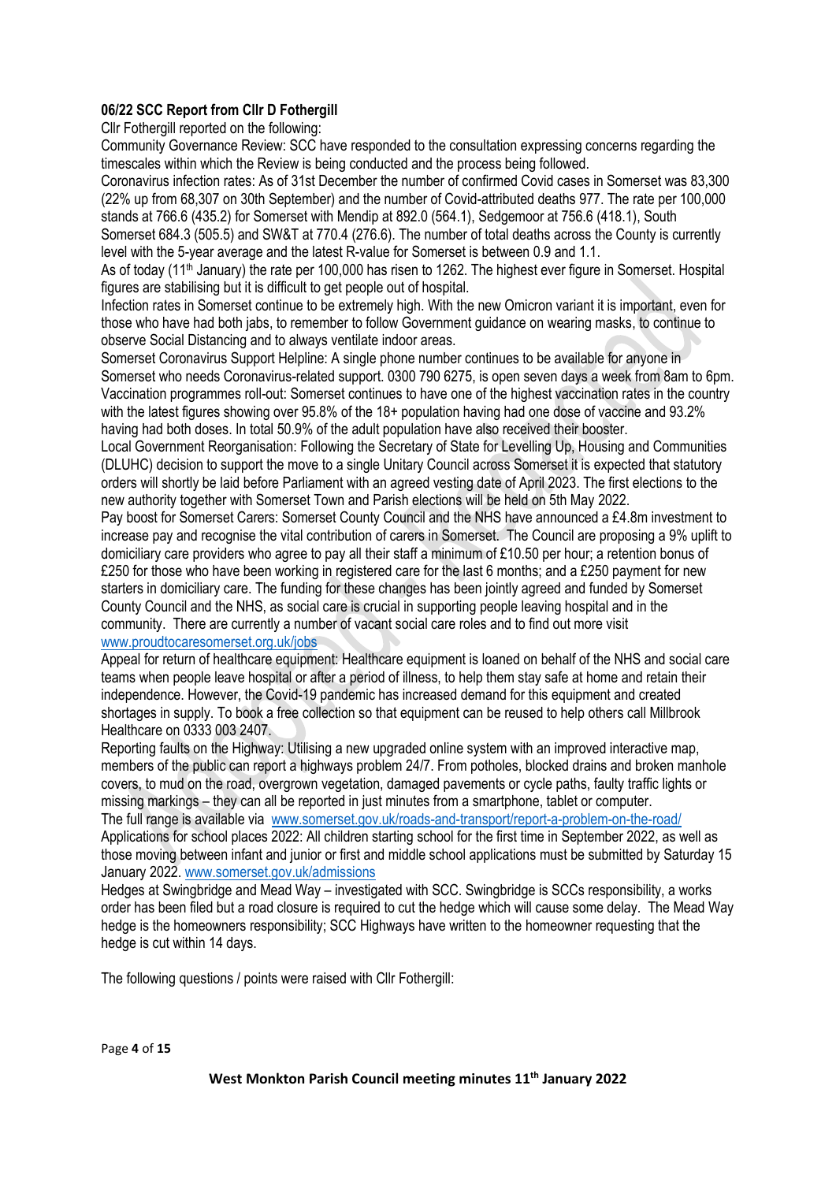**06/22 SCC Report from Cllr D Fothergill**

Cllr Fothergill reported on the following:

Community Governance Review: SCC have responded to the consultation expressing concerns regarding the timescales within which the Review is being conducted and the process being followed.

Coronavirus infection rates: As of 31st December the number of confirmed Covid cases in Somerset was 83,300 (22% up from 68,307 on 30th September) and the number of Covid-attributed deaths 977. The rate per 100,000 stands at 766.6 (435.2) for Somerset with Mendip at 892.0 (564.1), Sedgemoor at 756.6 (418.1), South Somerset 684.3 (505.5) and SW&T at 770.4 (276.6). The number of total deaths across the County is currently level with the 5-year average and the latest R-value for Somerset is between 0.9 and 1.1.

As of today (11th January) the rate per 100,000 has risen to 1262. The highest ever figure in Somerset. Hospital figures are stabilising but it is difficult to get people out of hospital.

Infection rates in Somerset continue to be extremely high. With the new Omicron variant it is important, even for those who have had both jabs, to remember to follow Government guidance on wearing masks, to continue to observe Social Distancing and to always ventilate indoor areas.

Somerset Coronavirus Support Helpline: A single phone number continues to be available for anyone in Somerset who needs Coronavirus-related support. 0300 790 6275, is open seven days a week from 8am to 6pm.

Vaccination programmes roll-out: Somerset continues to have one of the highest vaccination rates in the country with the latest figures showing over 95.8% of the 18+ population having had one dose of vaccine and 93.2% having had both doses. In total 50.9% of the adult population have also received their booster.

Local Government Reorganisation: Following the Secretary of State for Levelling Up, Housing and Communities (DLUHC) decision to support the move to a single Unitary Council across Somerset it is expected that statutory orders will shortly be laid before Parliament with an agreed vesting date of April 2023. The first elections to the new authority together with Somerset Town and Parish elections will be held on 5th May 2022.

Pay boost for Somerset Carers: Somerset County Council and the NHS have announced a £4.8m investment to increase pay and recognise the vital contribution of carers in Somerset. The Council are proposing a 9% uplift to domiciliary care providers who agree to pay all their staff a minimum of £10.50 per hour; a retention bonus of £250 for those who have been working in registered care for the last 6 months; and a £250 payment for new starters in domiciliary care. The funding for these changes has been jointly agreed and funded by Somerset County Council and the NHS, as social care is crucial in supporting people leaving hospital and in the community. There are currently a number of vacant social care roles and to find out more visit www.proudtocaresomerset.org.uk/jobs

Appeal for return of healthcare equipment: Healthcare equipment is loaned on behalf of the NHS and social care teams when people leave hospital or after a period of illness, to help them stay safe at home and retain their independence. However, the Covid-19 pandemic has increased demand for this equipment and created shortages in supply. To book a free collection so that equipment can be reused to help others call Millbrook Healthcare on 0333 003 2407.

Reporting faults on the Highway: Utilising a new upgraded online system with an improved interactive map, members of the public can report a highways problem 24/7. From potholes, blocked drains and broken manhole covers, to mud on the road, overgrown vegetation, damaged pavements or cycle paths, faulty traffic lights or missing markings – they can all be reported in just minutes from a smartphone, tablet or computer.

The full range is available via www.somerset.gov.uk/roads-and-transport/report-a-problem-on-the-road/

Applications for school places 2022: All children starting school for the first time in September 2022, as well as those moving between infant and junior or first and middle school applications must be submitted by Saturday 15 January 2022. www.somerset.gov.uk/admissions

Hedges at Swingbridge and Mead Way – investigated with SCC. Swingbridge is SCCs responsibility, a works order has been filed but a road closure is required to cut the hedge which will cause some delay. The Mead Way hedge is the homeowners responsibility; SCC Highways have written to the homeowner requesting that the hedge is cut within 14 days.

The following questions / points were raised with Cllr Fothergill: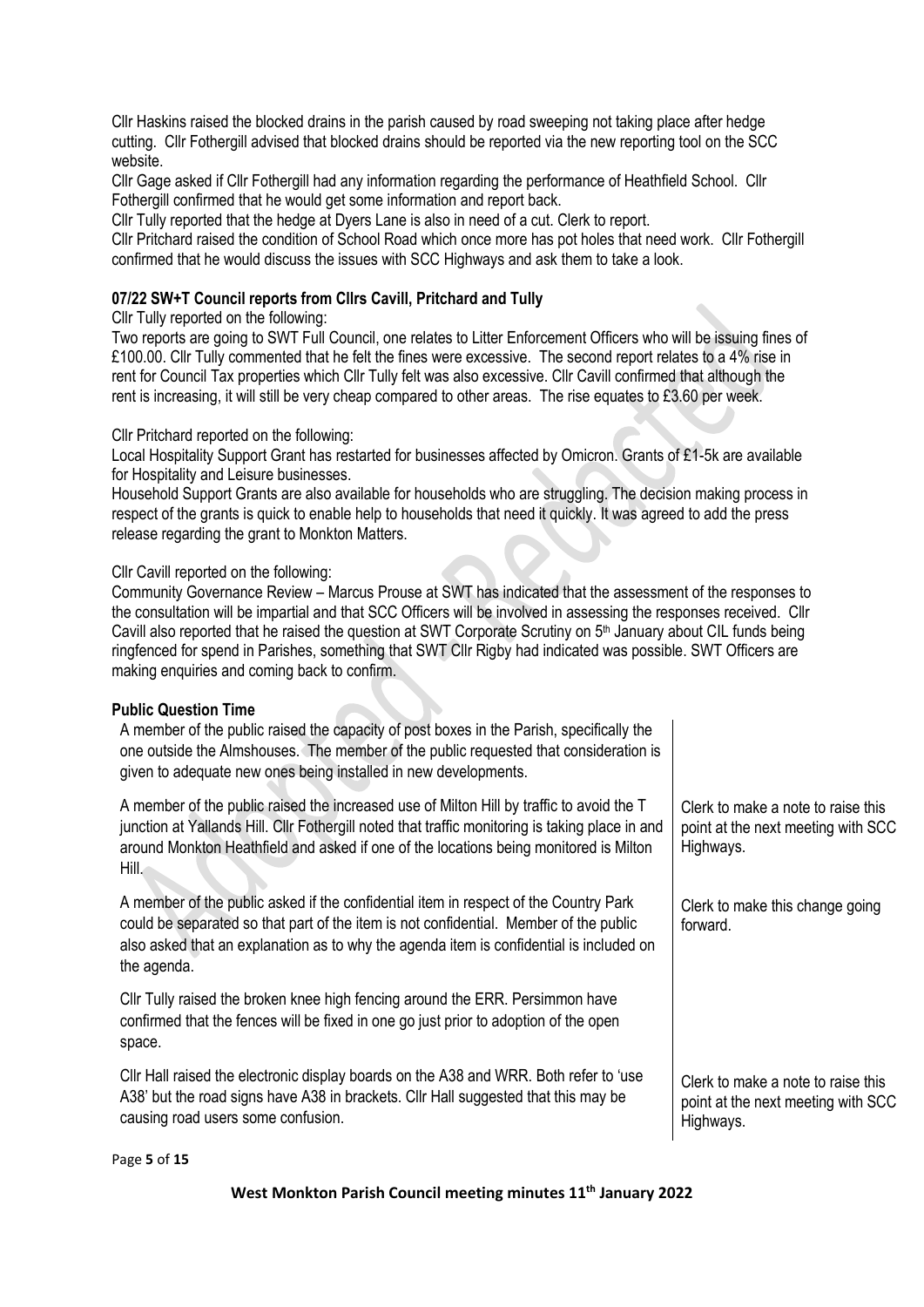Cllr Haskins raised the blocked drains in the parish caused by road sweeping not taking place after hedge cutting. Cllr Fothergill advised that blocked drains should be reported via the new reporting tool on the SCC website.

Cllr Gage asked if Cllr Fothergill had any information regarding the performance of Heathfield School. Cllr Fothergill confirmed that he would get some information and report back.

Cllr Tully reported that the hedge at Dyers Lane is also in need of a cut. Clerk to report.

Cllr Pritchard raised the condition of School Road which once more has pot holes that need work. Cllr Fothergill confirmed that he would discuss the issues with SCC Highways and ask them to take a look.

**07/22 SW+T Council reports from Cllrs Cavill, Pritchard and Tully**

Cllr Tully reported on the following:

Two reports are going to SWT Full Council, one relates to Litter Enforcement Officers who will be issuing fines of £100.00. Cllr Tully commented that he felt the fines were excessive. The second report relates to a 4% rise in rent for Council Tax properties which Cllr Tully felt was also excessive. Cllr Cavill confirmed that although the rent is increasing, it will still be very cheap compared to other areas. The rise equates to £3.60 per week.

Cllr Pritchard reported on the following:

Local Hospitality Support Grant has restarted for businesses affected by Omicron. Grants of £1-5k are available for Hospitality and Leisure businesses.

Household Support Grants are also available for households who are struggling. The decision making process in respect of the grants is quick to enable help to households that need it quickly. It was agreed to add the press release regarding the grant to Monkton Matters.

Cllr Cavill reported on the following:

Community Governance Review – Marcus Prouse at SWT has indicated that the assessment of the responses to the consultation will be impartial and that SCC Officers will be involved in assessing the responses received. Cllr Cavill also reported that he raised the question at SWT Corporate Scrutiny on 5th January about CIL funds being ringfenced for spend in Parishes, something that SWT Cllr Rigby had indicated was possible. SWT Officers are making enquiries and coming back to confirm.

**Public Question Time**

| | |
|---|---|
| A member of the public raised the capacity of post boxes in the Parish, specifically the one outside the Almshouses. The member of the public requested that consideration is given to adequate new ones being installed in new developments. | |
| A member of the public raised the increased use of Milton Hill by traffic to avoid the T junction at Yallands Hill. Cllr Fothergill noted that traffic monitoring is taking place in and around Monkton Heathfield and asked if one of the locations being monitored is Milton Hill. | Clerk to make a note to raise this point at the next meeting with SCC Highways. |
| A member of the public asked if the confidential item in respect of the Country Park could be separated so that part of the item is not confidential. Member of the public also asked that an explanation as to why the agenda item is confidential is included on the agenda. | Clerk to make this change going forward. |
| Cllr Tully raised the broken knee high fencing around the ERR. Persimmon have confirmed that the fences will be fixed in one go just prior to adoption of the open space. | |
| Cllr Hall raised the electronic display boards on the A38 and WRR. Both refer to 'use A38' but the road signs have A38 in brackets. Cllr Hall suggested that this may be causing road users some confusion. | Clerk to make a note to raise this point at the next meeting with SCC Highways. |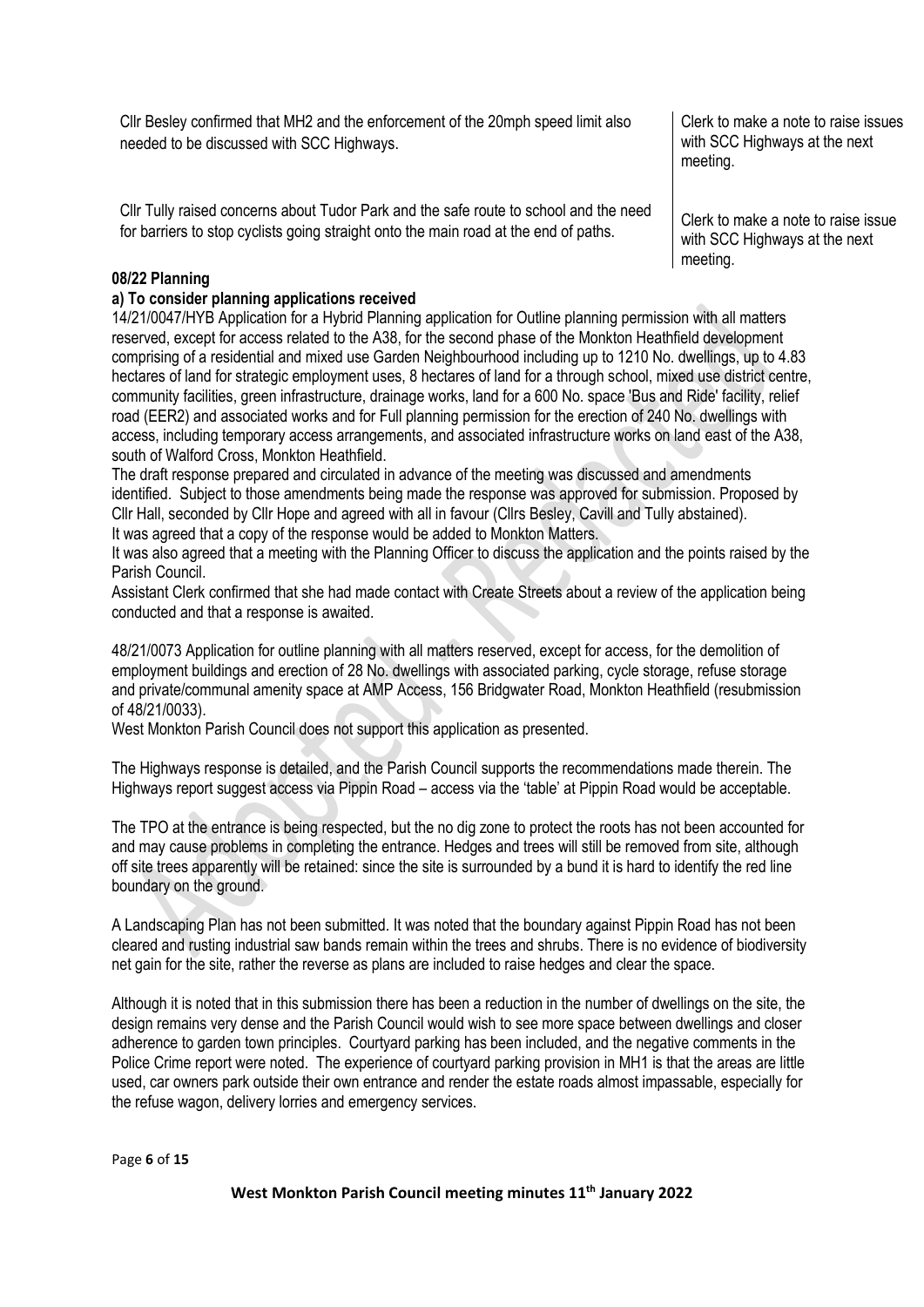| | |
|---|---|
| Cllr Besley confirmed that MH2 and the enforcement of the 20mph speed limit also needed to be discussed with SCC Highways. | Clerk to make a note to raise issues with SCC Highways at the next meeting. |
| Cllr Tully raised concerns about Tudor Park and the safe route to school and the need for barriers to stop cyclists going straight onto the main road at the end of paths. | Clerk to make a note to raise issue with SCC Highways at the next meeting. |

**08/22 Planning**

**a) To consider planning applications received**

14/21/0047/HYB Application for a Hybrid Planning application for Outline planning permission with all matters reserved, except for access related to the A38, for the second phase of the Monkton Heathfield development comprising of a residential and mixed use Garden Neighbourhood including up to 1210 No. dwellings, up to 4.83 hectares of land for strategic employment uses, 8 hectares of land for a through school, mixed use district centre, community facilities, green infrastructure, drainage works, land for a 600 No. space 'Bus and Ride' facility, relief road (EER2) and associated works and for Full planning permission for the erection of 240 No. dwellings with access, including temporary access arrangements, and associated infrastructure works on land east of the A38, south of Walford Cross, Monkton Heathfield.

The draft response prepared and circulated in advance of the meeting was discussed and amendments identified. Subject to those amendments being made the response was approved for submission. Proposed by Cllr Hall, seconded by Cllr Hope and agreed with all in favour (Cllrs Besley, Cavill and Tully abstained).

It was agreed that a copy of the response would be added to Monkton Matters.

It was also agreed that a meeting with the Planning Officer to discuss the application and the points raised by the Parish Council.

Assistant Clerk confirmed that she had made contact with Create Streets about a review of the application being conducted and that a response is awaited.

48/21/0073 Application for outline planning with all matters reserved, except for access, for the demolition of employment buildings and erection of 28 No. dwellings with associated parking, cycle storage, refuse storage and private/communal amenity space at AMP Access, 156 Bridgwater Road, Monkton Heathfield (resubmission of 48/21/0033).

West Monkton Parish Council does not support this application as presented.

The Highways response is detailed, and the Parish Council supports the recommendations made therein. The Highways report suggest access via Pippin Road – access via the 'table' at Pippin Road would be acceptable.

The TPO at the entrance is being respected, but the no dig zone to protect the roots has not been accounted for and may cause problems in completing the entrance. Hedges and trees will still be removed from site, although off site trees apparently will be retained: since the site is surrounded by a bund it is hard to identify the red line boundary on the ground.

A Landscaping Plan has not been submitted. It was noted that the boundary against Pippin Road has not been cleared and rusting industrial saw bands remain within the trees and shrubs. There is no evidence of biodiversity net gain for the site, rather the reverse as plans are included to raise hedges and clear the space.

Although it is noted that in this submission there has been a reduction in the number of dwellings on the site, the design remains very dense and the Parish Council would wish to see more space between dwellings and closer adherence to garden town principles. Courtyard parking has been included, and the negative comments in the Police Crime report were noted. The experience of courtyard parking provision in MH1 is that the areas are little used, car owners park outside their own entrance and render the estate roads almost impassable, especially for the refuse wagon, delivery lorries and emergency services.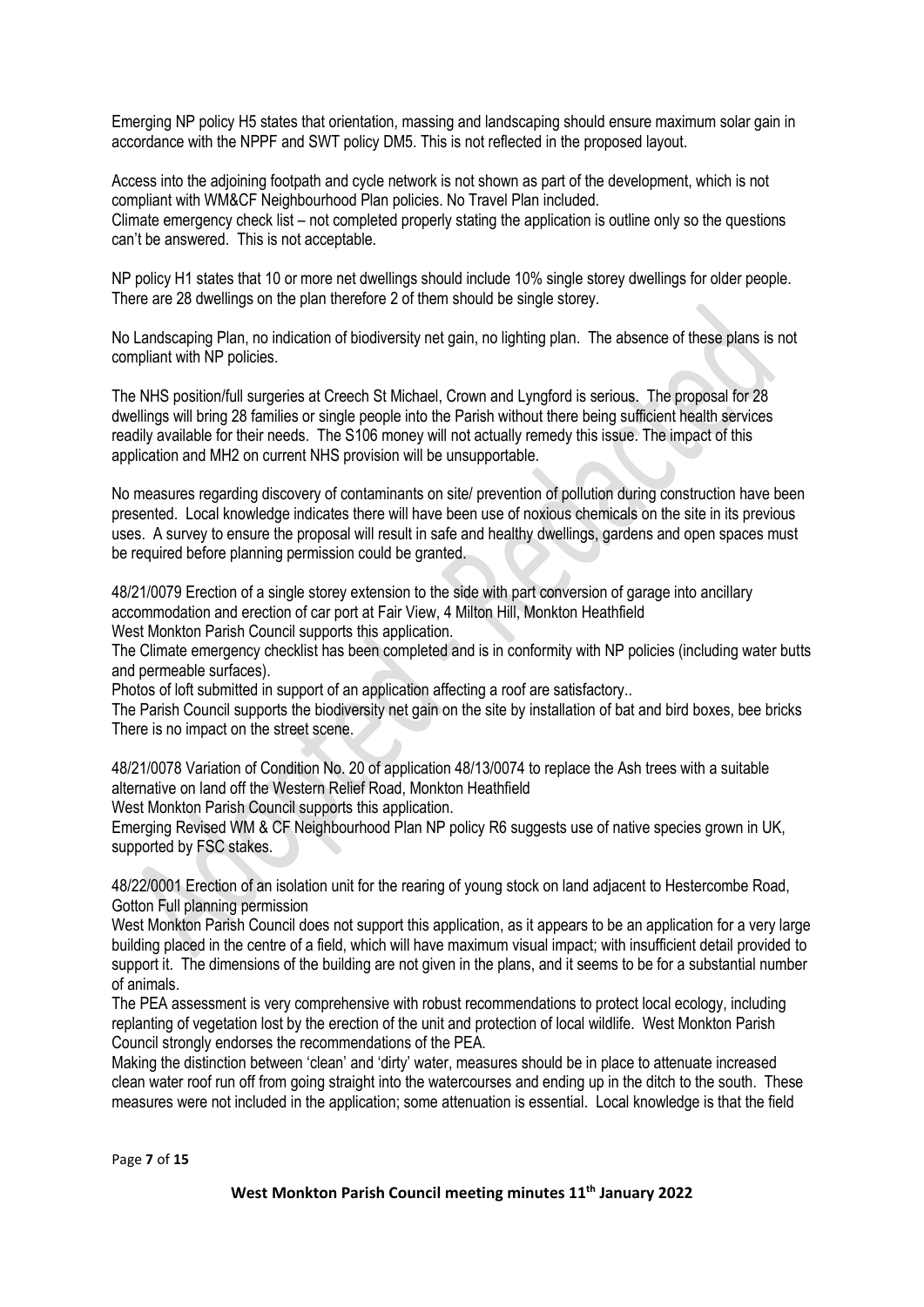Emerging NP policy H5 states that orientation, massing and landscaping should ensure maximum solar gain in accordance with the NPPF and SWT policy DM5. This is not reflected in the proposed layout.

Access into the adjoining footpath and cycle network is not shown as part of the development, which is not compliant with WM&CF Neighbourhood Plan policies. No Travel Plan included.
Climate emergency check list – not completed properly stating the application is outline only so the questions can't be answered. This is not acceptable.

NP policy H1 states that 10 or more net dwellings should include 10% single storey dwellings for older people. There are 28 dwellings on the plan therefore 2 of them should be single storey.

No Landscaping Plan, no indication of biodiversity net gain, no lighting plan. The absence of these plans is not compliant with NP policies.

The NHS position/full surgeries at Creech St Michael, Crown and Lyngford is serious. The proposal for 28 dwellings will bring 28 families or single people into the Parish without there being sufficient health services readily available for their needs. The S106 money will not actually remedy this issue. The impact of this application and MH2 on current NHS provision will be unsupportable.

No measures regarding discovery of contaminants on site/ prevention of pollution during construction have been presented. Local knowledge indicates there will have been use of noxious chemicals on the site in its previous uses. A survey to ensure the proposal will result in safe and healthy dwellings, gardens and open spaces must be required before planning permission could be granted.

48/21/0079 Erection of a single storey extension to the side with part conversion of garage into ancillary accommodation and erection of car port at Fair View, 4 Milton Hill, Monkton Heathfield
West Monkton Parish Council supports this application.
The Climate emergency checklist has been completed and is in conformity with NP policies (including water butts and permeable surfaces).
Photos of loft submitted in support of an application affecting a roof are satisfactory..
The Parish Council supports the biodiversity net gain on the site by installation of bat and bird boxes, bee bricks
There is no impact on the street scene.

48/21/0078 Variation of Condition No. 20 of application 48/13/0074 to replace the Ash trees with a suitable alternative on land off the Western Relief Road, Monkton Heathfield
West Monkton Parish Council supports this application.
Emerging Revised WM & CF Neighbourhood Plan NP policy R6 suggests use of native species grown in UK, supported by FSC stakes.

48/22/0001 Erection of an isolation unit for the rearing of young stock on land adjacent to Hestercombe Road, Gotton Full planning permission
West Monkton Parish Council does not support this application, as it appears to be an application for a very large building placed in the centre of a field, which will have maximum visual impact; with insufficient detail provided to support it. The dimensions of the building are not given in the plans, and it seems to be for a substantial number of animals.
The PEA assessment is very comprehensive with robust recommendations to protect local ecology, including replanting of vegetation lost by the erection of the unit and protection of local wildlife. West Monkton Parish Council strongly endorses the recommendations of the PEA.
Making the distinction between 'clean' and 'dirty' water, measures should be in place to attenuate increased clean water roof run off from going straight into the watercourses and ending up in the ditch to the south. These measures were not included in the application; some attenuation is essential. Local knowledge is that the field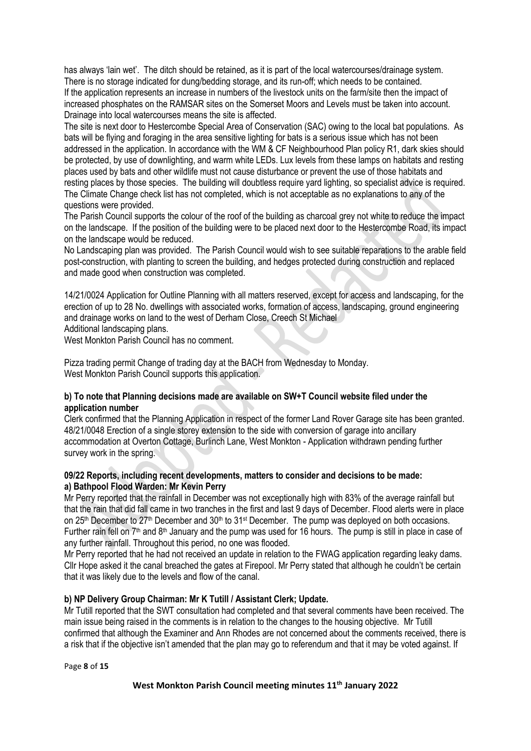has always 'lain wet'. The ditch should be retained, as it is part of the local watercourses/drainage system. There is no storage indicated for dung/bedding storage, and its run-off; which needs to be contained. If the application represents an increase in numbers of the livestock units on the farm/site then the impact of increased phosphates on the RAMSAR sites on the Somerset Moors and Levels must be taken into account. Drainage into local watercourses means the site is affected.

The site is next door to Hestercombe Special Area of Conservation (SAC) owing to the local bat populations. As bats will be flying and foraging in the area sensitive lighting for bats is a serious issue which has not been addressed in the application. In accordance with the WM & CF Neighbourhood Plan policy R1, dark skies should be protected, by use of downlighting, and warm white LEDs. Lux levels from these lamps on habitats and resting places used by bats and other wildlife must not cause disturbance or prevent the use of those habitats and resting places by those species. The building will doubtless require yard lighting, so specialist advice is required. The Climate Change check list has not completed, which is not acceptable as no explanations to any of the questions were provided.

The Parish Council supports the colour of the roof of the building as charcoal grey not white to reduce the impact on the landscape. If the position of the building were to be placed next door to the Hestercombe Road, its impact on the landscape would be reduced.

No Landscaping plan was provided. The Parish Council would wish to see suitable reparations to the arable field post-construction, with planting to screen the building, and hedges protected during construction and replaced and made good when construction was completed.

14/21/0024 Application for Outline Planning with all matters reserved, except for access and landscaping, for the erection of up to 28 No. dwellings with associated works, formation of access, landscaping, ground engineering and drainage works on land to the west of Derham Close, Creech St Michael
Additional landscaping plans.
West Monkton Parish Council has no comment.

Pizza trading permit Change of trading day at the BACH from Wednesday to Monday.
West Monkton Parish Council supports this application.

**b) To note that Planning decisions made are available on SW+T Council website filed under the application number**

Clerk confirmed that the Planning Application in respect of the former Land Rover Garage site has been granted.
48/21/0048 Erection of a single storey extension to the side with conversion of garage into ancillary accommodation at Overton Cottage, Burlinch Lane, West Monkton - Application withdrawn pending further survey work in the spring.

**09/22 Reports, including recent developments, matters to consider and decisions to be made:**
**a) Bathpool Flood Warden: Mr Kevin Perry**

Mr Perry reported that the rainfall in December was not exceptionally high with 83% of the average rainfall but that the rain that did fall came in two tranches in the first and last 9 days of December. Flood alerts were in place on 25th December to 27th December and 30th to 31st December. The pump was deployed on both occasions. Further rain fell on 7th and 8th January and the pump was used for 16 hours. The pump is still in place in case of any further rainfall. Throughout this period, no one was flooded.

Mr Perry reported that he had not received an update in relation to the FWAG application regarding leaky dams. Cllr Hope asked it the canal breached the gates at Firepool. Mr Perry stated that although he couldn't be certain that it was likely due to the levels and flow of the canal.

**b) NP Delivery Group Chairman: Mr K Tutill / Assistant Clerk; Update.**

Mr Tutill reported that the SWT consultation had completed and that several comments have been received. The main issue being raised in the comments is in relation to the changes to the housing objective. Mr Tutill confirmed that although the Examiner and Ann Rhodes are not concerned about the comments received, there is a risk that if the objective isn't amended that the plan may go to referendum and that it may be voted against. If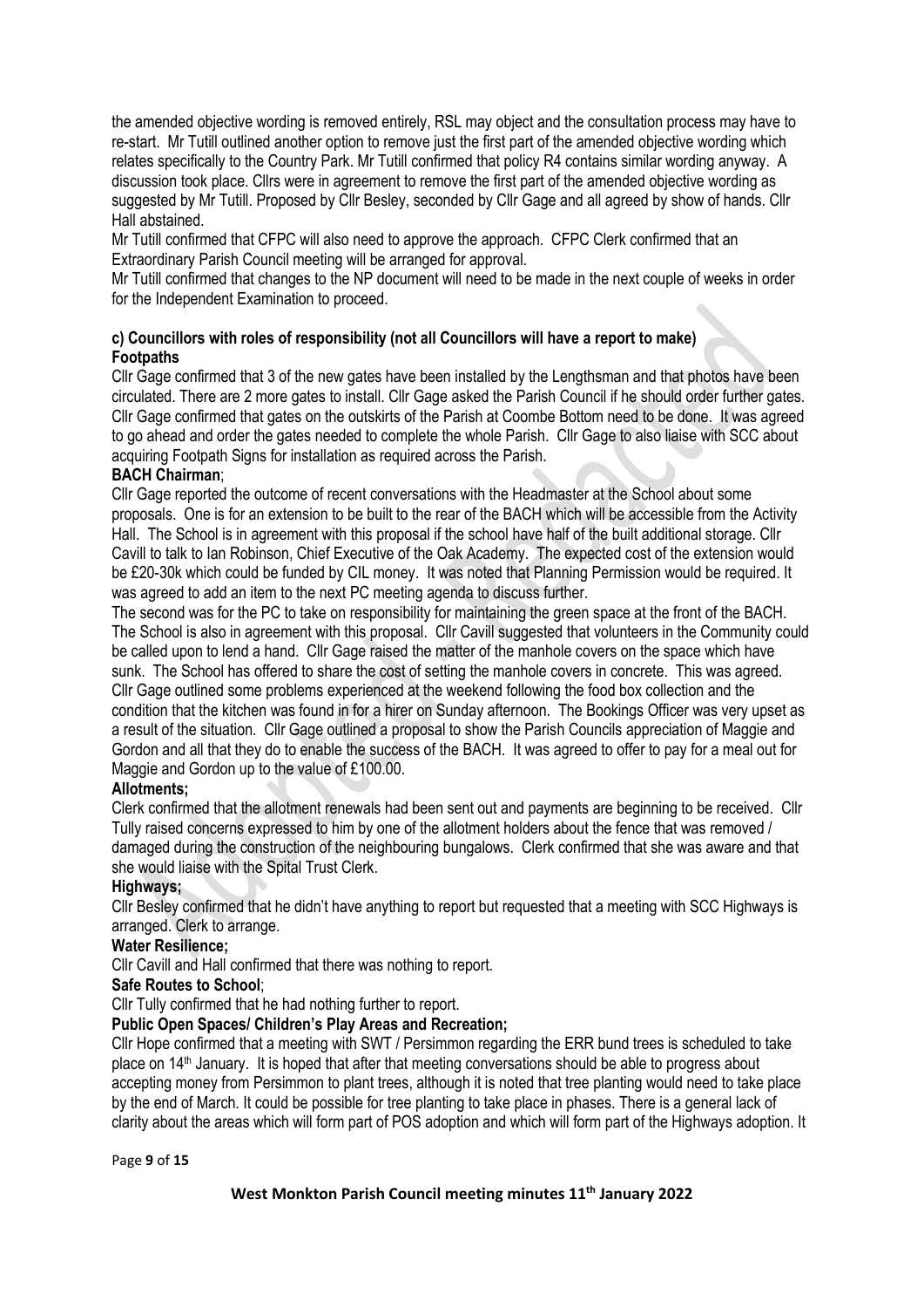the amended objective wording is removed entirely, RSL may object and the consultation process may have to re-start. Mr Tutill outlined another option to remove just the first part of the amended objective wording which relates specifically to the Country Park. Mr Tutill confirmed that policy R4 contains similar wording anyway. A discussion took place. Cllrs were in agreement to remove the first part of the amended objective wording as suggested by Mr Tutill. Proposed by Cllr Besley, seconded by Cllr Gage and all agreed by show of hands. Cllr Hall abstained.

Mr Tutill confirmed that CFPC will also need to approve the approach. CFPC Clerk confirmed that an Extraordinary Parish Council meeting will be arranged for approval.

Mr Tutill confirmed that changes to the NP document will need to be made in the next couple of weeks in order for the Independent Examination to proceed.

**c) Councillors with roles of responsibility (not all Councillors will have a report to make)**

**Footpaths**

Cllr Gage confirmed that 3 of the new gates have been installed by the Lengthsman and that photos have been circulated. There are 2 more gates to install. Cllr Gage asked the Parish Council if he should order further gates. Cllr Gage confirmed that gates on the outskirts of the Parish at Coombe Bottom need to be done. It was agreed to go ahead and order the gates needed to complete the whole Parish. Cllr Gage to also liaise with SCC about acquiring Footpath Signs for installation as required across the Parish.

**BACH Chairman**;

Cllr Gage reported the outcome of recent conversations with the Headmaster at the School about some proposals. One is for an extension to be built to the rear of the BACH which will be accessible from the Activity Hall. The School is in agreement with this proposal if the school have half of the built additional storage. Cllr Cavill to talk to Ian Robinson, Chief Executive of the Oak Academy. The expected cost of the extension would be £20-30k which could be funded by CIL money. It was noted that Planning Permission would be required. It was agreed to add an item to the next PC meeting agenda to discuss further.

The second was for the PC to take on responsibility for maintaining the green space at the front of the BACH. The School is also in agreement with this proposal. Cllr Cavill suggested that volunteers in the Community could be called upon to lend a hand. Cllr Gage raised the matter of the manhole covers on the space which have sunk. The School has offered to share the cost of setting the manhole covers in concrete. This was agreed.

Cllr Gage outlined some problems experienced at the weekend following the food box collection and the condition that the kitchen was found in for a hirer on Sunday afternoon. The Bookings Officer was very upset as a result of the situation. Cllr Gage outlined a proposal to show the Parish Councils appreciation of Maggie and Gordon and all that they do to enable the success of the BACH. It was agreed to offer to pay for a meal out for Maggie and Gordon up to the value of £100.00.

**Allotments;**

Clerk confirmed that the allotment renewals had been sent out and payments are beginning to be received. Cllr Tully raised concerns expressed to him by one of the allotment holders about the fence that was removed / damaged during the construction of the neighbouring bungalows. Clerk confirmed that she was aware and that she would liaise with the Spital Trust Clerk.

**Highways;**

Cllr Besley confirmed that he didn't have anything to report but requested that a meeting with SCC Highways is arranged. Clerk to arrange.

**Water Resilience;**

Cllr Cavill and Hall confirmed that there was nothing to report.

**Safe Routes to School**;

Cllr Tully confirmed that he had nothing further to report.

**Public Open Spaces/ Children's Play Areas and Recreation;**

Cllr Hope confirmed that a meeting with SWT / Persimmon regarding the ERR bund trees is scheduled to take place on 14th January. It is hoped that after that meeting conversations should be able to progress about accepting money from Persimmon to plant trees, although it is noted that tree planting would need to take place by the end of March. It could be possible for tree planting to take place in phases. There is a general lack of clarity about the areas which will form part of POS adoption and which will form part of the Highways adoption. It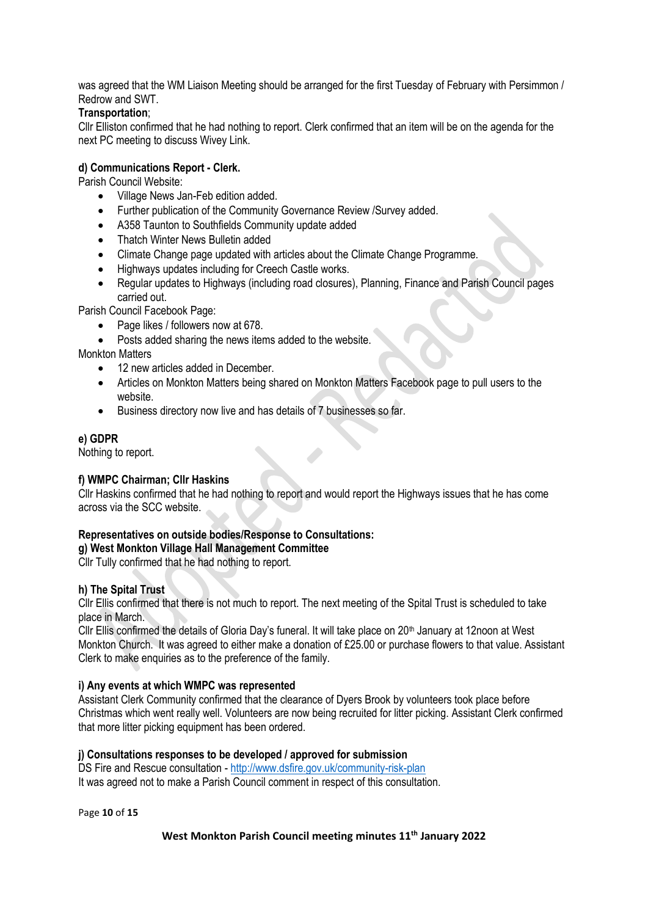was agreed that the WM Liaison Meeting should be arranged for the first Tuesday of February with Persimmon / Redrow and SWT.

**Transportation**;

Cllr Elliston confirmed that he had nothing to report. Clerk confirmed that an item will be on the agenda for the next PC meeting to discuss Wivey Link.

**d) Communications Report - Clerk.**

Parish Council Website:

- Village News Jan-Feb edition added.
- Further publication of the Community Governance Review /Survey added.
- A358 Taunton to Southfields Community update added
- Thatch Winter News Bulletin added
- Climate Change page updated with articles about the Climate Change Programme.
- Highways updates including for Creech Castle works.
- Regular updates to Highways (including road closures), Planning, Finance and Parish Council pages carried out.

Parish Council Facebook Page:

- Page likes / followers now at 678.
- Posts added sharing the news items added to the website.

Monkton Matters

- 12 new articles added in December.
- Articles on Monkton Matters being shared on Monkton Matters Facebook page to pull users to the website.
- Business directory now live and has details of 7 businesses so far.

**e) GDPR**

Nothing to report.

**f) WMPC Chairman; Cllr Haskins**

Cllr Haskins confirmed that he had nothing to report and would report the Highways issues that he has come across via the SCC website.

**Representatives on outside bodies/Response to Consultations:**

**g) West Monkton Village Hall Management Committee**

Cllr Tully confirmed that he had nothing to report.

**h) The Spital Trust**

Cllr Ellis confirmed that there is not much to report. The next meeting of the Spital Trust is scheduled to take place in March.

Cllr Ellis confirmed the details of Gloria Day's funeral. It will take place on 20th January at 12noon at West Monkton Church. It was agreed to either make a donation of £25.00 or purchase flowers to that value. Assistant Clerk to make enquiries as to the preference of the family.

**i) Any events at which WMPC was represented**

Assistant Clerk Community confirmed that the clearance of Dyers Brook by volunteers took place before Christmas which went really well. Volunteers are now being recruited for litter picking. Assistant Clerk confirmed that more litter picking equipment has been ordered.

**j) Consultations responses to be developed / approved for submission**

DS Fire and Rescue consultation - http://www.dsfire.gov.uk/community-risk-plan

It was agreed not to make a Parish Council comment in respect of this consultation.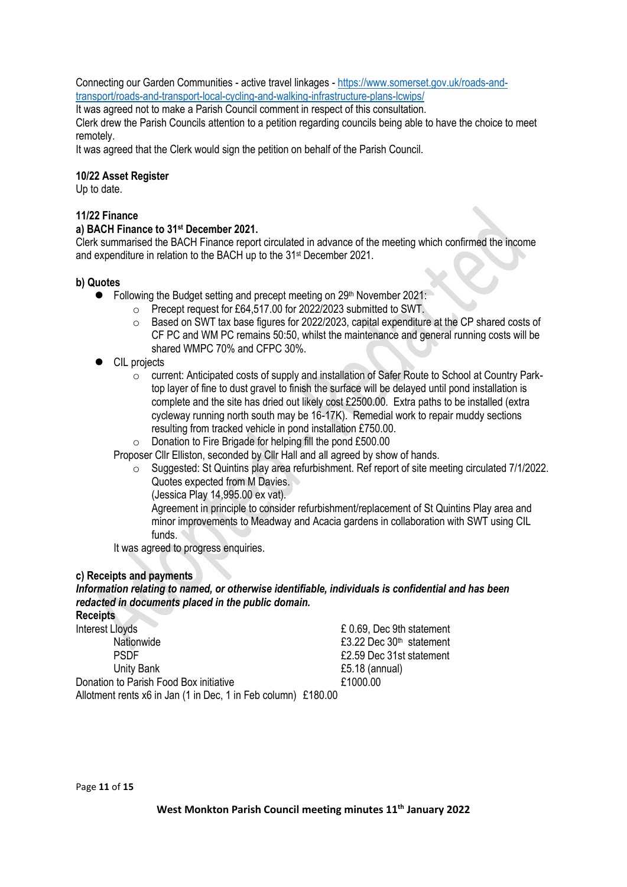Connecting our Garden Communities - active travel linkages - [https://www.somerset.gov.uk/roads-and-transport/roads-and-transport-local-cycling-and-walking-infrastructure-plans-lcwips/](https://www.somerset.gov.uk/roads-and-transport/roads-and-transport-local-cycling-and-walking-infrastructure-plans-lcwips/)
It was agreed not to make a Parish Council comment in respect of this consultation.
Clerk drew the Parish Councils attention to a petition regarding councils being able to have the choice to meet remotely.
It was agreed that the Clerk would sign the petition on behalf of the Parish Council.

**10/22 Asset Register**
Up to date.

**11/22 Finance**
**a) BACH Finance to 31st December 2021.**
Clerk summarised the BACH Finance report circulated in advance of the meeting which confirmed the income and expenditure in relation to the BACH up to the 31st December 2021.

**b) Quotes**

- Following the Budget setting and precept meeting on 29th November 2021:
    - Precept request for £64,517.00 for 2022/2023 submitted to SWT.
    - Based on SWT tax base figures for 2022/2023, capital expenditure at the CP shared costs of CF PC and WM PC remains 50:50, whilst the maintenance and general running costs will be shared WMPC 70% and CFPC 30%.
- CIL projects
    - current: Anticipated costs of supply and installation of Safer Route to School at Country Park- top layer of fine to dust gravel to finish the surface will be delayed until pond installation is complete and the site has dried out likely cost £2500.00. Extra paths to be installed (extra cycleway running north south may be 16-17K). Remedial work to repair muddy sections resulting from tracked vehicle in pond installation £750.00.
    - Donation to Fire Brigade for helping fill the pond £500.00

  Proposer Cllr Elliston, seconded by Cllr Hall and all agreed by show of hands.

    - Suggested: St Quintins play area refurbishment. Ref report of site meeting circulated 7/1/2022. Quotes expected from M Davies.
      (Jessica Play 14,995.00 ex vat).
      Agreement in principle to consider refurbishment/replacement of St Quintins Play area and minor improvements to Meadway and Acacia gardens in collaboration with SWT using CIL funds.

  It was agreed to progress enquiries.

**c) Receipts and payments**
***Information relating to named, or otherwise identifiable, individuals is confidential and has been redacted in documents placed in the public domain.***
**Receipts**

| | |
|---|---|
| Interest Lloyds | £ 0.69, Dec 9th statement |
| Nationwide | £3.22 Dec 30th statement |
| PSDF | £2.59 Dec 31st statement |
| Unity Bank | £5.18 (annual) |
| Donation to Parish Food Box initiative | £1000.00 |
| Allotment rents x6 in Jan (1 in Dec, 1 in Feb column) | £180.00 |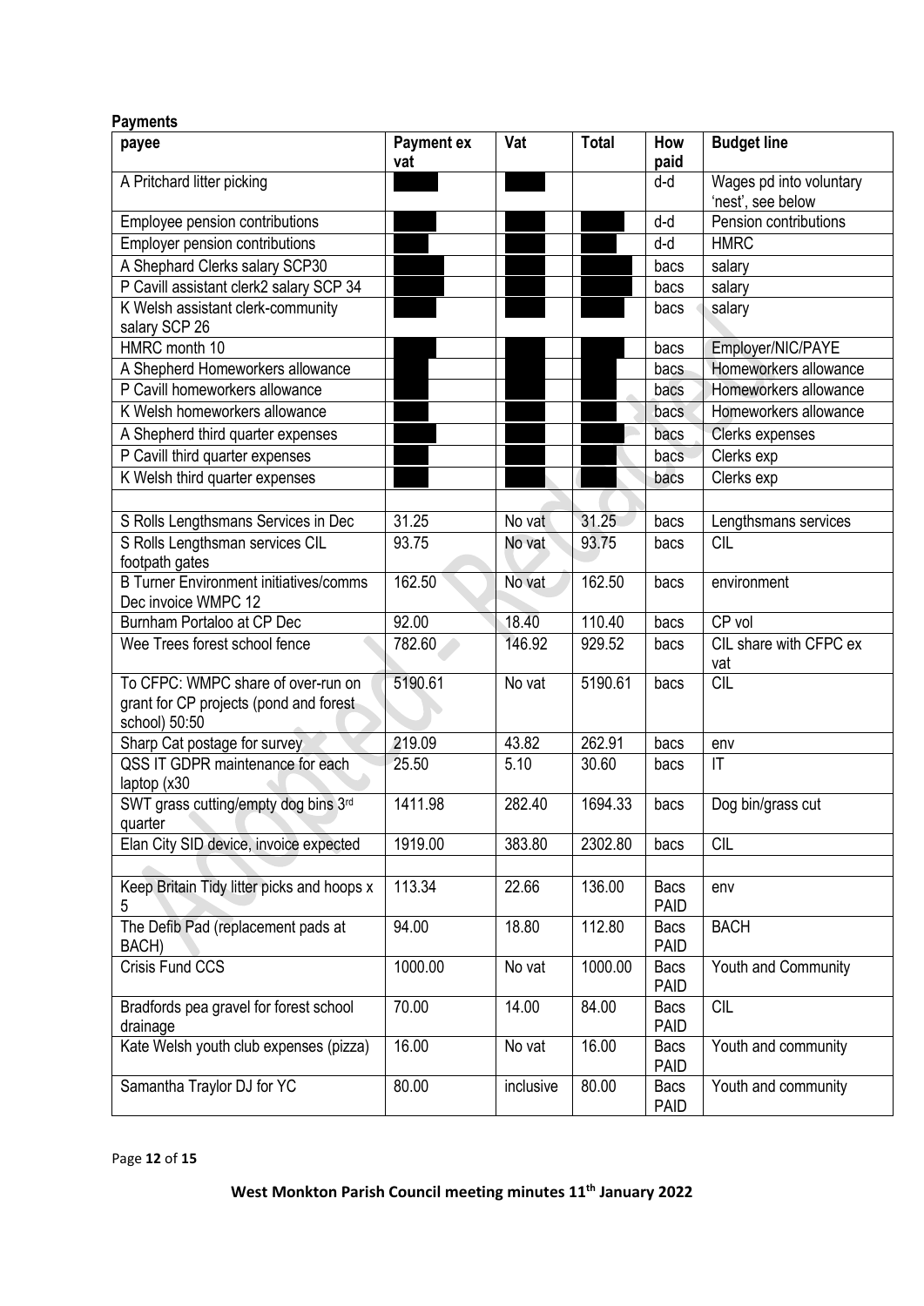**Payments**

| payee | Payment ex vat | Vat | Total | How paid | Budget line |
|---|---|---|---|---|---|
| A Pritchard litter picking | | | | d-d | Wages pd into voluntary 'nest', see below |
| Employee pension contributions | | | | d-d | Pension contributions |
| Employer pension contributions | | | | d-d | HMRC |
| A Shephard Clerks salary SCP30 | | | | bacs | salary |
| P Cavill assistant clerk2 salary SCP 34 | | | | bacs | salary |
| K Welsh assistant clerk-community salary SCP 26 | | | | bacs | salary |
| HMRC month 10 | | | | bacs | Employer/NIC/PAYE |
| A Shepherd Homeworkers allowance | | | | bacs | Homeworkers allowance |
| P Cavill homeworkers allowance | | | | bacs | Homeworkers allowance |
| K Welsh homeworkers allowance | | | | bacs | Homeworkers allowance |
| A Shepherd third quarter expenses | | | | bacs | Clerks expenses |
| P Cavill third quarter expenses | | | | bacs | Clerks exp |
| K Welsh third quarter expenses | | | | bacs | Clerks exp |
| | | | | | |
| S Rolls Lengthsmans Services in Dec | 31.25 | No vat | 31.25 | bacs | Lengthsmans services |
| S Rolls Lengthsman services CIL footpath gates | 93.75 | No vat | 93.75 | bacs | CIL |
| B Turner Environment initiatives/comms Dec invoice WMPC 12 | 162.50 | No vat | 162.50 | bacs | environment |
| Burnham Portaloo at CP Dec | 92.00 | 18.40 | 110.40 | bacs | CP vol |
| Wee Trees forest school fence | 782.60 | 146.92 | 929.52 | bacs | CIL share with CFPC ex vat |
| To CFPC: WMPC share of over-run on grant for CP projects (pond and forest school) 50:50 | 5190.61 | No vat | 5190.61 | bacs | CIL |
| Sharp Cat postage for survey | 219.09 | 43.82 | 262.91 | bacs | env |
| QSS IT GDPR maintenance for each laptop (x30 | 25.50 | 5.10 | 30.60 | bacs | IT |
| SWT grass cutting/empty dog bins 3rd quarter | 1411.98 | 282.40 | 1694.33 | bacs | Dog bin/grass cut |
| Elan City SID device, invoice expected | 1919.00 | 383.80 | 2302.80 | bacs | CIL |
| | | | | | |
| Keep Britain Tidy litter picks and hoops x 5 | 113.34 | 22.66 | 136.00 | Bacs PAID | env |
| The Defib Pad (replacement pads at BACH) | 94.00 | 18.80 | 112.80 | Bacs PAID | BACH |
| Crisis Fund CCS | 1000.00 | No vat | 1000.00 | Bacs PAID | Youth and Community |
| Bradfords pea gravel for forest school drainage | 70.00 | 14.00 | 84.00 | Bacs PAID | CIL |
| Kate Welsh youth club expenses (pizza) | 16.00 | No vat | 16.00 | Bacs PAID | Youth and community |
| Samantha Traylor DJ for YC | 80.00 | inclusive | 80.00 | Bacs PAID | Youth and community |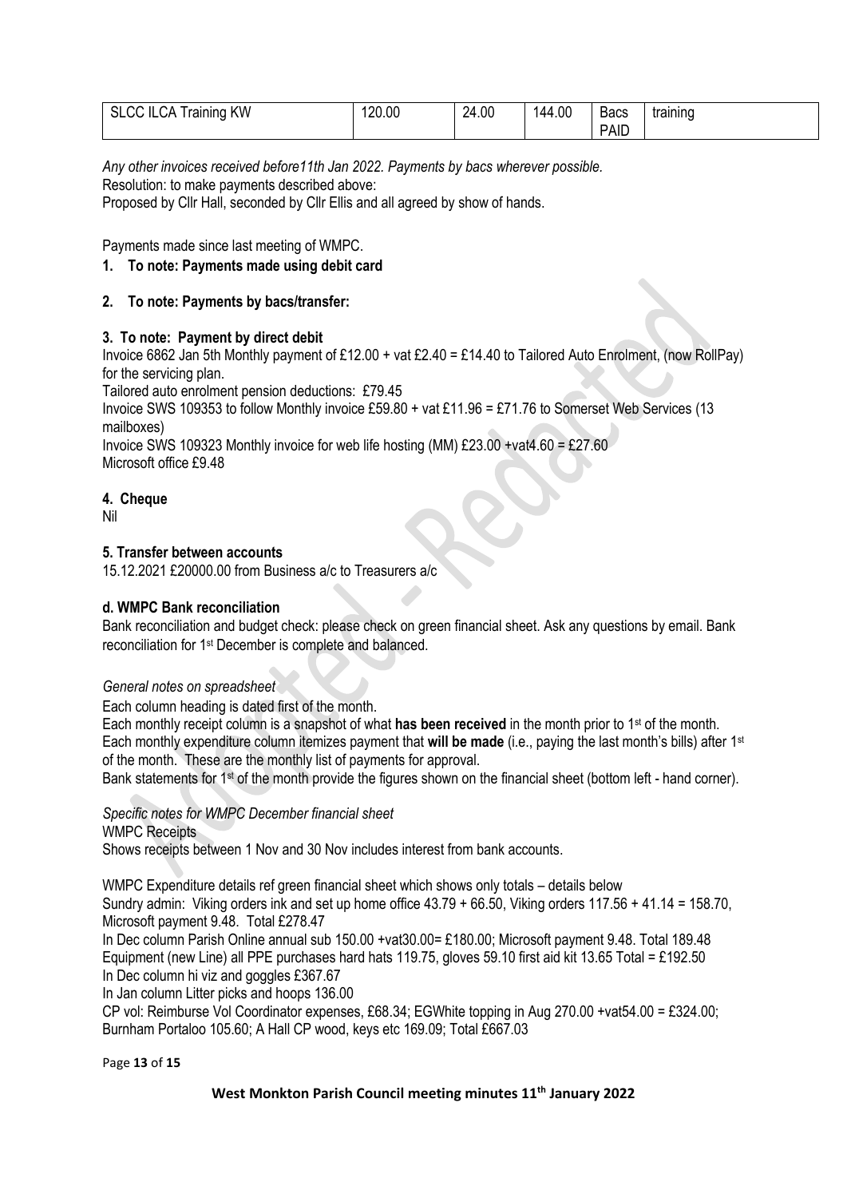| SLCC ILCA Training KW | 120.00 | 24.00 | 144.00 | Bacs PAID | training |
|---|---|---|---|---|---|

*Any other invoices received before11th Jan 2022. Payments by bacs wherever possible.*
Resolution: to make payments described above:
Proposed by Cllr Hall, seconded by Cllr Ellis and all agreed by show of hands.

Payments made since last meeting of WMPC.

**1. To note: Payments made using debit card**

**2. To note: Payments by bacs/transfer:**

**3. To note: Payment by direct debit**

Invoice 6862 Jan 5th Monthly payment of £12.00 + vat £2.40 = £14.40 to Tailored Auto Enrolment, (now RollPay) for the servicing plan.
Tailored auto enrolment pension deductions: £79.45
Invoice SWS 109353 to follow Monthly invoice £59.80 + vat £11.96 = £71.76 to Somerset Web Services (13 mailboxes)
Invoice SWS 109323 Monthly invoice for web life hosting (MM) £23.00 +vat4.60 = £27.60
Microsoft office £9.48

**4. Cheque**

Nil

**5. Transfer between accounts**

15.12.2021 £20000.00 from Business a/c to Treasurers a/c

**d. WMPC Bank reconciliation**

Bank reconciliation and budget check: please check on green financial sheet. Ask any questions by email. Bank reconciliation for 1st December is complete and balanced.

*General notes on spreadsheet*

Each column heading is dated first of the month.
Each monthly receipt column is a snapshot of what **has been received** in the month prior to 1st of the month.
Each monthly expenditure column itemizes payment that **will be made** (i.e., paying the last month's bills) after 1st of the month. These are the monthly list of payments for approval.
Bank statements for 1st of the month provide the figures shown on the financial sheet (bottom left - hand corner).

*Specific notes for WMPC December financial sheet*

WMPC Receipts
Shows receipts between 1 Nov and 30 Nov includes interest from bank accounts.

WMPC Expenditure details ref green financial sheet which shows only totals – details below
Sundry admin: Viking orders ink and set up home office 43.79 + 66.50, Viking orders 117.56 + 41.14 = 158.70, Microsoft payment 9.48. Total £278.47
In Dec column Parish Online annual sub 150.00 +vat30.00= £180.00; Microsoft payment 9.48. Total 189.48
Equipment (new Line) all PPE purchases hard hats 119.75, gloves 59.10 first aid kit 13.65 Total = £192.50
In Dec column hi viz and goggles £367.67
In Jan column Litter picks and hoops 136.00
CP vol: Reimburse Vol Coordinator expenses, £68.34; EGWhite topping in Aug 270.00 +vat54.00 = £324.00; Burnham Portaloo 105.60; A Hall CP wood, keys etc 169.09; Total £667.03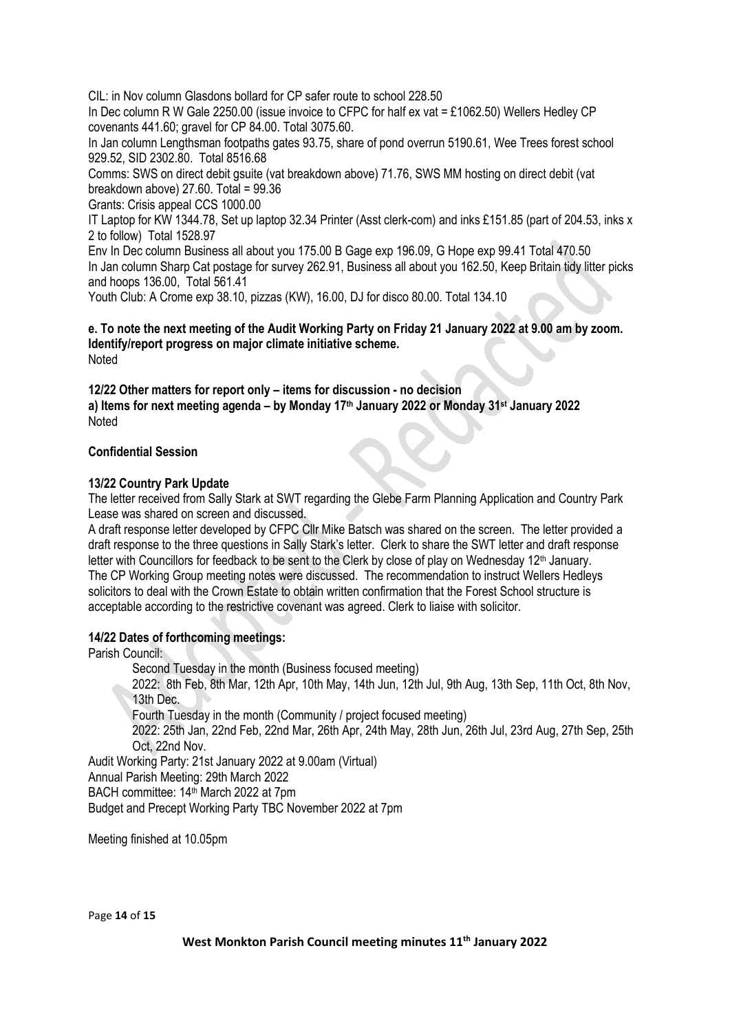CIL: in Nov column Glasdons bollard for CP safer route to school 228.50
In Dec column R W Gale 2250.00 (issue invoice to CFPC for half ex vat = £1062.50) Wellers Hedley CP covenants 441.60; gravel for CP 84.00. Total 3075.60.
In Jan column Lengthsman footpaths gates 93.75, share of pond overrun 5190.61, Wee Trees forest school 929.52, SID 2302.80. Total 8516.68
Comms: SWS on direct debit gsuite (vat breakdown above) 71.76, SWS MM hosting on direct debit (vat breakdown above) 27.60. Total = 99.36
Grants: Crisis appeal CCS 1000.00
IT Laptop for KW 1344.78, Set up laptop 32.34 Printer (Asst clerk-com) and inks £151.85 (part of 204.53, inks x 2 to follow) Total 1528.97
Env In Dec column Business all about you 175.00 B Gage exp 196.09, G Hope exp 99.41 Total 470.50
In Jan column Sharp Cat postage for survey 262.91, Business all about you 162.50, Keep Britain tidy litter picks and hoops 136.00, Total 561.41
Youth Club: A Crome exp 38.10, pizzas (KW), 16.00, DJ for disco 80.00. Total 134.10

**e. To note the next meeting of the Audit Working Party on Friday 21 January 2022 at 9.00 am by zoom. Identify/report progress on major climate initiative scheme.**
Noted

**12/22 Other matters for report only – items for discussion - no decision**
**a) Items for next meeting agenda – by Monday 17th January 2022 or Monday 31st January 2022**
Noted

**Confidential Session**

**13/22 Country Park Update**
The letter received from Sally Stark at SWT regarding the Glebe Farm Planning Application and Country Park Lease was shared on screen and discussed.
A draft response letter developed by CFPC Cllr Mike Batsch was shared on the screen. The letter provided a draft response to the three questions in Sally Stark's letter. Clerk to share the SWT letter and draft response letter with Councillors for feedback to be sent to the Clerk by close of play on Wednesday 12th January.
The CP Working Group meeting notes were discussed. The recommendation to instruct Wellers Hedleys solicitors to deal with the Crown Estate to obtain written confirmation that the Forest School structure is acceptable according to the restrictive covenant was agreed. Clerk to liaise with solicitor.

**14/22 Dates of forthcoming meetings:**
Parish Council:
- Second Tuesday in the month (Business focused meeting)
  2022: 8th Feb, 8th Mar, 12th Apr, 10th May, 14th Jun, 12th Jul, 9th Aug, 13th Sep, 11th Oct, 8th Nov, 13th Dec.
- Fourth Tuesday in the month (Community / project focused meeting)
  2022: 25th Jan, 22nd Feb, 22nd Mar, 26th Apr, 24th May, 28th Jun, 26th Jul, 23rd Aug, 27th Sep, 25th Oct, 22nd Nov.

Audit Working Party: 21st January 2022 at 9.00am (Virtual)
Annual Parish Meeting: 29th March 2022
BACH committee: 14th March 2022 at 7pm
Budget and Precept Working Party TBC November 2022 at 7pm

Meeting finished at 10.05pm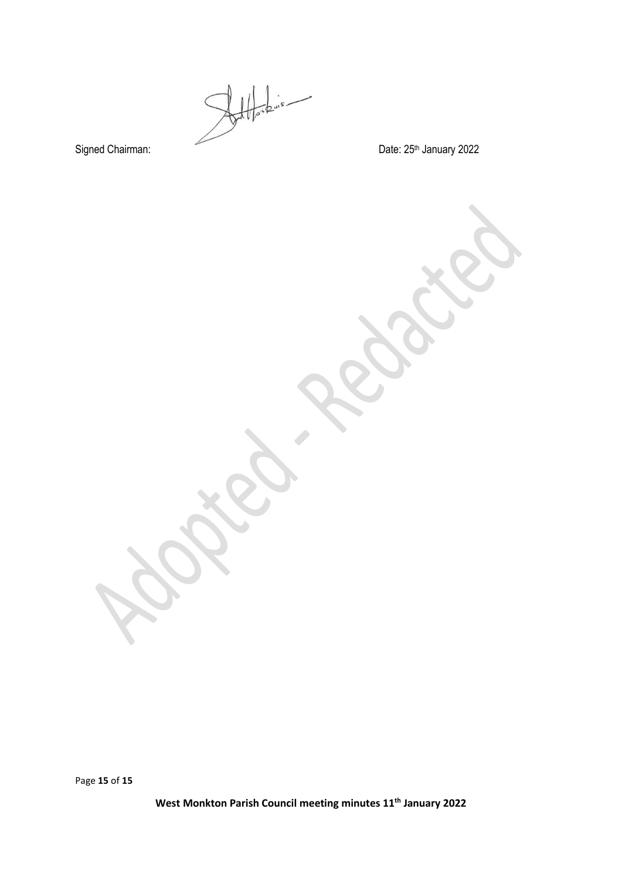Signed Chairman: Date: 25th January 2022

Adopted - Redacted